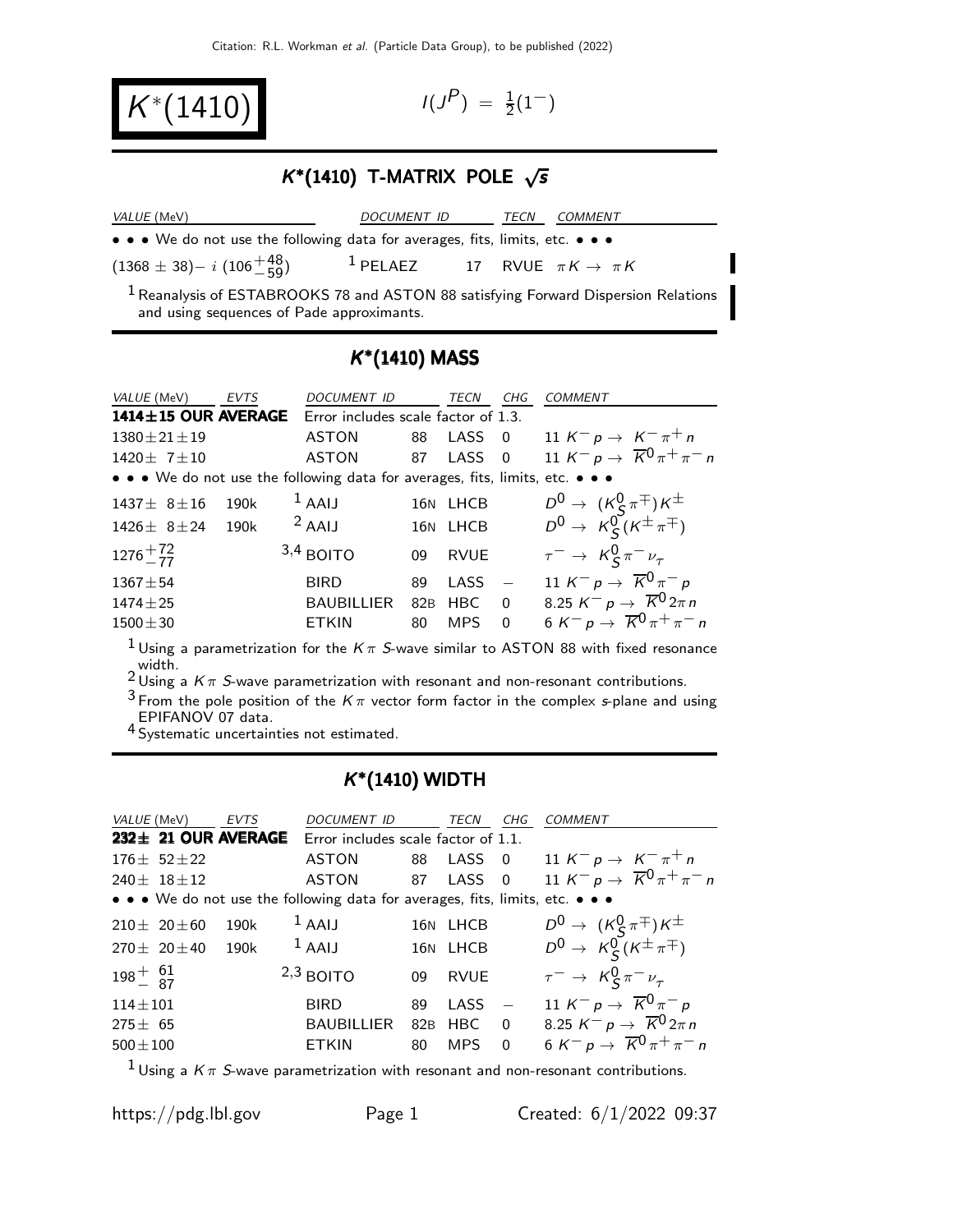Citation: R.L. Workman et al. (Particle Data Group), to be published (2022)

# $K^*(1410)$

$I(J^P) = \frac{1}{2}(1^-)$

## $K^*(1410)$ T-MATRIX POLE $\sqrt{s}$

| VALUE (MeV) | DOCUMENT ID | | TECN | COMMENT |
|---|---|---|---|---|
| • • • We do not use the following data for averages, fits, limits, etc. • • • | | | | |
| $(1368 \pm 38) - i\,(106^{+48}_{-59})$ | [1] PELAEZ | 17 | RVUE | $\pi K \to \pi K$ |

[1] Reanalysis of ESTABROOKS 78 and ASTON 88 satisfying Forward Dispersion Relations and using sequences of Pade approximants.

## $K^*(1410)$ MASS

| VALUE (MeV) | EVTS | DOCUMENT ID | | TECN | CHG | COMMENT |
|---|---|---|---|---|---|---|
| **1414±15 OUR AVERAGE** | | Error includes scale factor of 1.3. | | | | |
| $1380 \pm 21 \pm 19$ | | ASTON | 88 | LASS | 0 | 11 $K^- p \to K^- \pi^+ n$ |
| $1420 \pm 7 \pm 10$ | | ASTON | 87 | LASS | 0 | 11 $K^- p \to \overline{K}^0 \pi^+ \pi^- n$ |
| • • • We do not use the following data for averages, fits, limits, etc. • • • | | | | | | |
| $1437 \pm 8 \pm 16$ | 190k | [1] AAIJ | 16N | LHCB | | $D^0 \to (K^0_S \pi^\mp) K^\pm$ |
| $1426 \pm 8 \pm 24$ | 190k | [2] AAIJ | 16N | LHCB | | $D^0 \to K^0_S (K^\pm \pi^\mp)$ |
| $1276^{+72}_{-77}$ | | [3,4] BOITO | 09 | RVUE | | $\tau^- \to K^0_S \pi^- \nu_\tau$ |
| $1367 \pm 54$ | | BIRD | 89 | LASS | $-$ | 11 $K^- p \to \overline{K}^0 \pi^- p$ |
| $1474 \pm 25$ | | BAUBILLIER | 82B | HBC | 0 | 8.25 $K^- p \to \overline{K}^0 2\pi n$ |
| $1500 \pm 30$ | | ETKIN | 80 | MPS | 0 | 6 $K^- p \to \overline{K}^0 \pi^+ \pi^- n$ |

[1] Using a parametrization for the $K\pi$ S-wave similar to ASTON 88 with fixed resonance width.
[2] Using a $K\pi$ S-wave parametrization with resonant and non-resonant contributions.
[3] From the pole position of the $K\pi$ vector form factor in the complex s-plane and using EPIFANOV 07 data.
[4] Systematic uncertainties not estimated.

## $K^*(1410)$ WIDTH

| VALUE (MeV) | EVTS | DOCUMENT ID | | TECN | CHG | COMMENT |
|---|---|---|---|---|---|---|
| **232± 21 OUR AVERAGE** | | Error includes scale factor of 1.1. | | | | |
| $176 \pm 52 \pm 22$ | | ASTON | 88 | LASS | 0 | 11 $K^- p \to K^- \pi^+ n$ |
| $240 \pm 18 \pm 12$ | | ASTON | 87 | LASS | 0 | 11 $K^- p \to \overline{K}^0 \pi^+ \pi^- n$ |
| • • • We do not use the following data for averages, fits, limits, etc. • • • | | | | | | |
| $210 \pm 20 \pm 60$ | 190k | [1] AAIJ | 16N | LHCB | | $D^0 \to (K^0_S \pi^\mp) K^\pm$ |
| $270 \pm 20 \pm 40$ | 190k | [1] AAIJ | 16N | LHCB | | $D^0 \to K^0_S (K^\pm \pi^\mp)$ |
| $198^{+61}_{-87}$ | | [2,3] BOITO | 09 | RVUE | | $\tau^- \to K^0_S \pi^- \nu_\tau$ |
| $114 \pm 101$ | | BIRD | 89 | LASS | $-$ | 11 $K^- p \to \overline{K}^0 \pi^- p$ |
| $275 \pm 65$ | | BAUBILLIER | 82B | HBC | 0 | 8.25 $K^- p \to \overline{K}^0 2\pi n$ |
| $500 \pm 100$ | | ETKIN | 80 | MPS | 0 | 6 $K^- p \to \overline{K}^0 \pi^+ \pi^- n$ |

[1] Using a $K\pi$ S-wave parametrization with resonant and non-resonant contributions.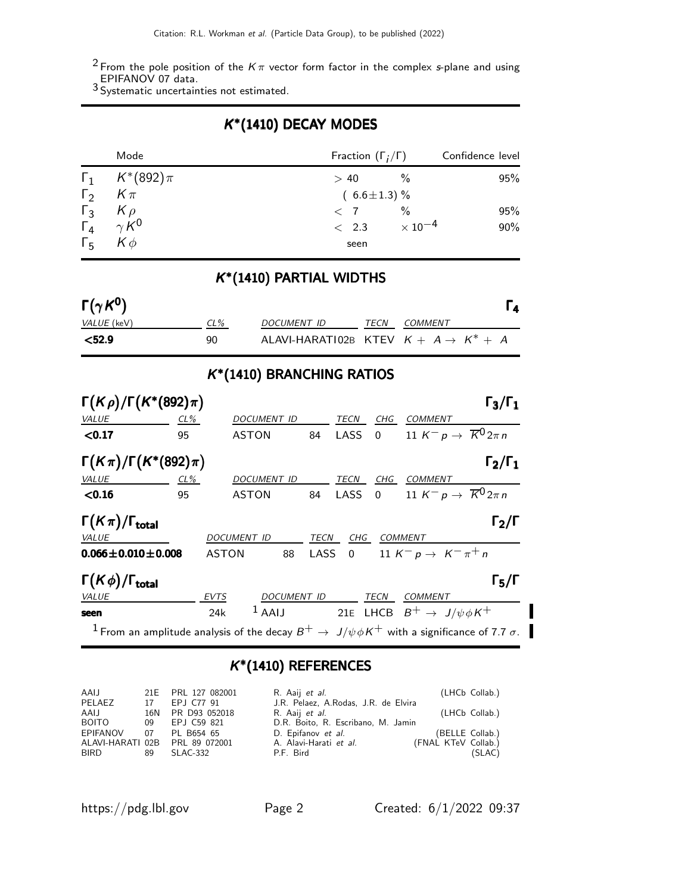[2] From the pole position of the $K\pi$ vector form factor in the complex $s$-plane and using EPIFANOV 07 data.
[3] Systematic uncertainties not estimated.

## $K^*(1410)$ DECAY MODES

| | Mode | Fraction ($\Gamma_i/\Gamma$) | Confidence level |
|---|---|---|---|
| $\Gamma_1$ | $K^*(892)\pi$ | $> 40$ % | 95% |
| $\Gamma_2$ | $K\pi$ | $(6.6\pm1.3)$ % | |
| $\Gamma_3$ | $K\rho$ | $< 7$ % | 95% |
| $\Gamma_4$ | $\gamma K^0$ | $< 2.3 \times 10^{-4}$ | 90% |
| $\Gamma_5$ | $K\phi$ | seen | |

## $K^*(1410)$ PARTIAL WIDTHS

### $\Gamma(\gamma K^0)$ — $\Gamma_4$

| VALUE (keV) | CL% | DOCUMENT ID | TECN | COMMENT |
|---|---|---|---|---|
| **<52.9** | 90 | ALAVI-HARATI02B | KTEV | $K + A \rightarrow K^* + A$ |

## $K^*(1410)$ BRANCHING RATIOS

### $\Gamma(K\rho)/\Gamma(K^*(892)\pi)$ — $\Gamma_3/\Gamma_1$

| VALUE | CL% | DOCUMENT ID | | TECN | CHG | COMMENT |
|---|---|---|---|---|---|---|
| **<0.17** | 95 | ASTON | 84 | LASS | 0 | 11 $K^- p \rightarrow \overline{K}^0 2\pi n$ |

### $\Gamma(K\pi)/\Gamma(K^*(892)\pi)$ — $\Gamma_2/\Gamma_1$

| VALUE | CL% | DOCUMENT ID | | TECN | CHG | COMMENT |
|---|---|---|---|---|---|---|
| **<0.16** | 95 | ASTON | 84 | LASS | 0 | 11 $K^- p \rightarrow \overline{K}^0 2\pi n$ |

### $\Gamma(K\pi)/\Gamma_{\text{total}}$ — $\Gamma_2/\Gamma$

| VALUE | DOCUMENT ID | | TECN | CHG | COMMENT |
|---|---|---|---|---|---|
| **$0.066\pm0.010\pm0.008$** | ASTON | 88 | LASS | 0 | 11 $K^- p \rightarrow K^- \pi^+ n$ |

### $\Gamma(K\phi)/\Gamma_{\text{total}}$ — $\Gamma_5/\Gamma$

| VALUE | EVTS | DOCUMENT ID | | TECN | COMMENT |
|---|---|---|---|---|---|
| **seen** | 24k | [1] AAIJ | 21E | LHCB | $B^+ \rightarrow J/\psi \phi K^+$ |

[1] From an amplitude analysis of the decay $B^+ \rightarrow J/\psi \phi K^+$ with a significance of 7.7 $\sigma$.

## $K^*(1410)$ REFERENCES

| | | | | |
|---|---|---|---|---|
| AAIJ | 21E | PRL 127 082001 | R. Aaij *et al.* | (LHCb Collab.) |
| PELAEZ | 17 | EPJ C77 91 | J.R. Pelaez, A.Rodas, J.R. de Elvira | |
| AAIJ | 16N | PR D93 052018 | R. Aaij *et al.* | (LHCb Collab.) |
| BOITO | 09 | EPJ C59 821 | D.R. Boito, R. Escribano, M. Jamin | |
| EPIFANOV | 07 | PL B654 65 | D. Epifanov *et al.* | (BELLE Collab.) |
| ALAVI-HARATI | 02B | PRL 89 072001 | A. Alavi-Harati *et al.* | (FNAL KTeV Collab.) |
| BIRD | 89 | SLAC-332 | P.F. Bird | (SLAC) |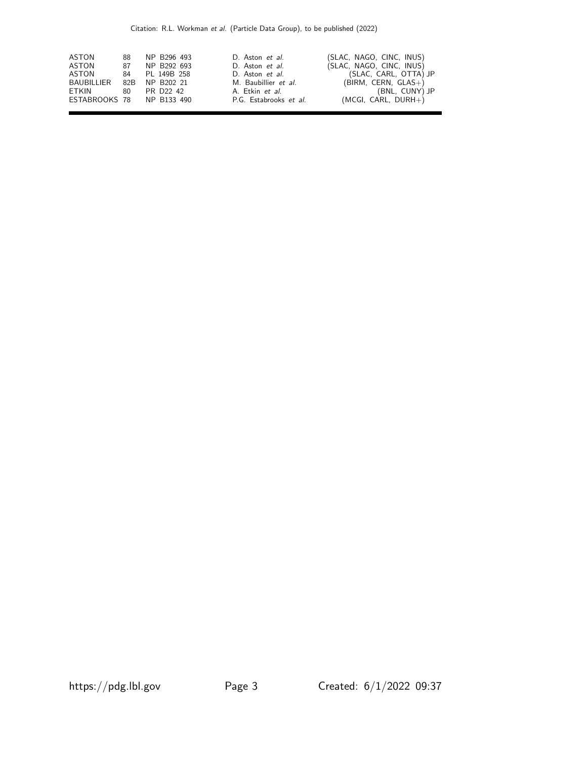| | | | | |
|---|---|---|---|---|
| ASTON | 88 | NP B296 493 | D. Aston *et al.* | (SLAC, NAGO, CINC, INUS) |
| ASTON | 87 | NP B292 693 | D. Aston *et al.* | (SLAC, NAGO, CINC, INUS) |
| ASTON | 84 | PL 149B 258 | D. Aston *et al.* | (SLAC, CARL, OTTA) JP |
| BAUBILLIER | 82B | NP B202 21 | M. Baubillier *et al.* | (BIRM, CERN, GLAS+) |
| ETKIN | 80 | PR D22 42 | A. Etkin *et al.* | (BNL, CUNY) JP |
| ESTABROOKS | 78 | NP B133 490 | P.G. Estabrooks *et al.* | (MCGI, CARL, DURH+) |